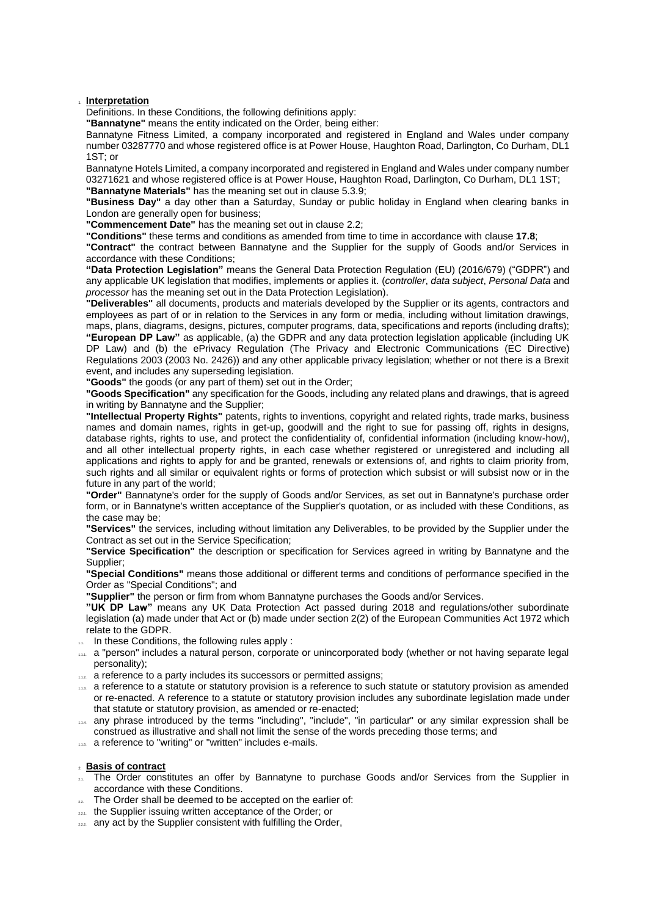## 1. Interpretation

Definitions. In these Conditions, the following definitions apply:

**"Bannatyne"** means the entity indicated on the Order, being either:

Bannatyne Fitness Limited, a company incorporated and registered in England and Wales under company number 03287770 and whose registered office is at Power House, Haughton Road, Darlington, Co Durham, DL1 1ST; or

Bannatyne Hotels Limited, a company incorporated and registered in England and Wales under company number 03271621 and whose registered office is at Power House, Haughton Road, Darlington, Co Durham, DL1 1ST;

**"Bannatyne Materials"** has the meaning set out in clause 5.3.9;

**"Business Day"** a day other than a Saturday, Sunday or public holiday in England when clearing banks in London are generally open for business;

**"Commencement Date"** has the meaning set out in clause 2.2;

**"Conditions"** these terms and conditions as amended from time to time in accordance with clause **17.8**;

**"Contract"** the contract between Bannatyne and the Supplier for the supply of Goods and/or Services in accordance with these Conditions;

**"Data Protection Legislation"** means the General Data Protection Regulation (EU) (2016/679) ("GDPR") and any applicable UK legislation that modifies, implements or applies it. (*controller*, *data subject*, *Personal Data* and *processor* has the meaning set out in the Data Protection Legislation).

**"Deliverables"** all documents, products and materials developed by the Supplier or its agents, contractors and employees as part of or in relation to the Services in any form or media, including without limitation drawings, maps, plans, diagrams, designs, pictures, computer programs, data, specifications and reports (including drafts);

**"European DP Law"** as applicable, (a) the GDPR and any data protection legislation applicable (including UK DP Law) and (b) the ePrivacy Regulation (The Privacy and Electronic Communications (EC Directive) Regulations 2003 (2003 No. 2426)) and any other applicable privacy legislation; whether or not there is a Brexit event, and includes any superseding legislation.

**"Goods"** the goods (or any part of them) set out in the Order;

**"Goods Specification"** any specification for the Goods, including any related plans and drawings, that is agreed in writing by Bannatyne and the Supplier;

**"Intellectual Property Rights"** patents, rights to inventions, copyright and related rights, trade marks, business names and domain names, rights in get-up, goodwill and the right to sue for passing off, rights in designs, database rights, rights to use, and protect the confidentiality of, confidential information (including know-how), and all other intellectual property rights, in each case whether registered or unregistered and including all applications and rights to apply for and be granted, renewals or extensions of, and rights to claim priority from, such rights and all similar or equivalent rights or forms of protection which subsist or will subsist now or in the future in any part of the world;

**"Order"** Bannatyne's order for the supply of Goods and/or Services, as set out in Bannatyne's purchase order form, or in Bannatyne's written acceptance of the Supplier's quotation, or as included with these Conditions, as the case may be;

**"Services"** the services, including without limitation any Deliverables, to be provided by the Supplier under the Contract as set out in the Service Specification;

**"Service Specification"** the description or specification for Services agreed in writing by Bannatyne and the Supplier;

**"Special Conditions"** means those additional or different terms and conditions of performance specified in the Order as "Special Conditions"; and

**"Supplier"** the person or firm from whom Bannatyne purchases the Goods and/or Services.

**"UK DP Law"** means any UK Data Protection Act passed during 2018 and regulations/other subordinate legislation (a) made under that Act or (b) made under section 2(2) of the European Communities Act 1972 which relate to the GDPR.

1.1. In these Conditions, the following rules apply :

1.1.1. a "person" includes a natural person, corporate or unincorporated body (whether or not having separate legal personality);

1.1.2. a reference to a party includes its successors or permitted assigns;

1.1.3. a reference to a statute or statutory provision is a reference to such statute or statutory provision as amended or re-enacted. A reference to a statute or statutory provision includes any subordinate legislation made under that statute or statutory provision, as amended or re-enacted;

1.1.4. any phrase introduced by the terms "including", "include", "in particular" or any similar expression shall be construed as illustrative and shall not limit the sense of the words preceding those terms; and

1.1.5. a reference to "writing" or "written" includes e-mails.

## 2. Basis of contract

2.1. The Order constitutes an offer by Bannatyne to purchase Goods and/or Services from the Supplier in accordance with these Conditions.

2.2. The Order shall be deemed to be accepted on the earlier of:

2.2.1. the Supplier issuing written acceptance of the Order; or

2.2.2. any act by the Supplier consistent with fulfilling the Order,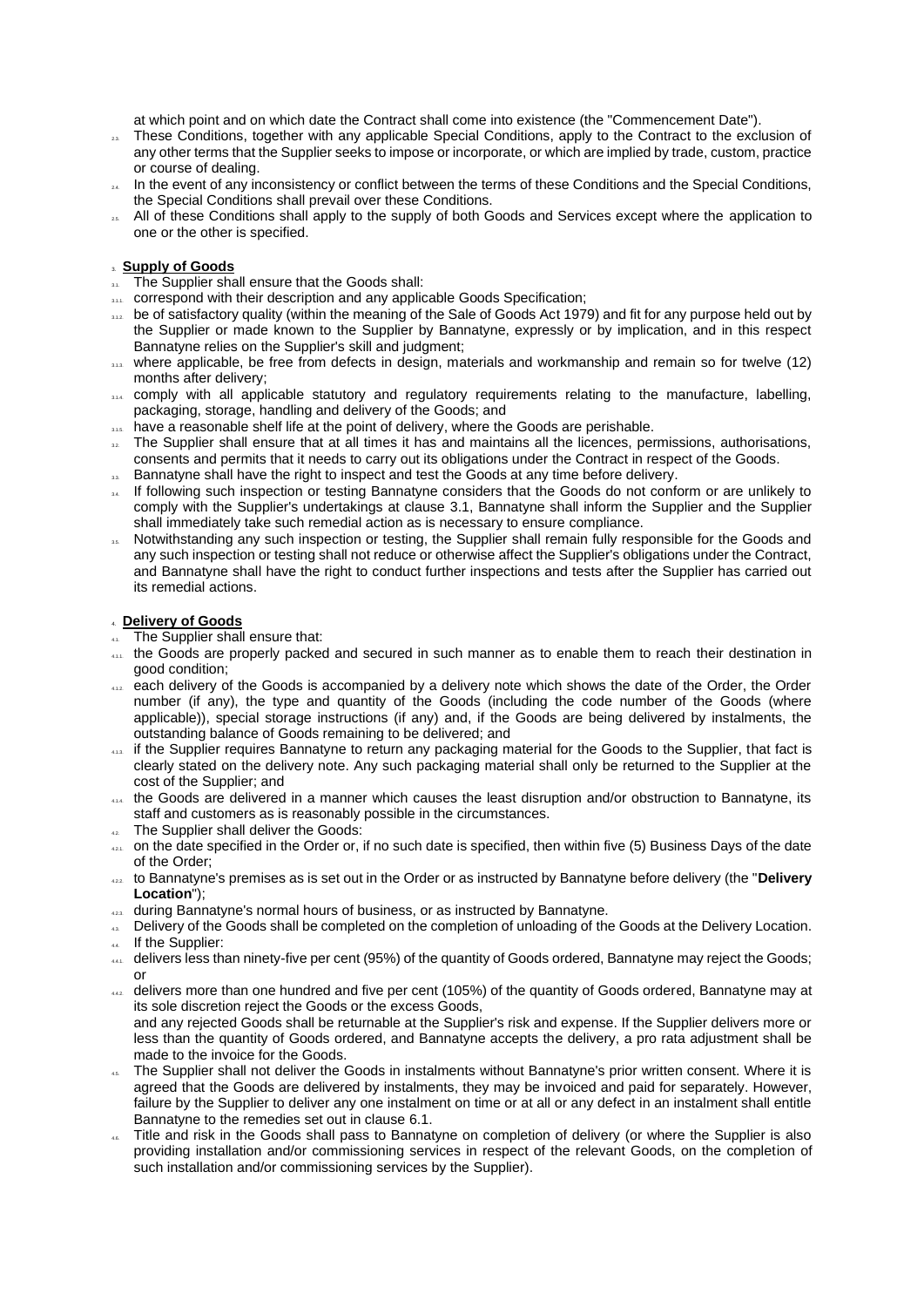at which point and on which date the Contract shall come into existence (the "Commencement Date").

2.3. These Conditions, together with any applicable Special Conditions, apply to the Contract to the exclusion of any other terms that the Supplier seeks to impose or incorporate, or which are implied by trade, custom, practice or course of dealing.

2.4. In the event of any inconsistency or conflict between the terms of these Conditions and the Special Conditions, the Special Conditions shall prevail over these Conditions.

2.5. All of these Conditions shall apply to the supply of both Goods and Services except where the application to one or the other is specified.

## 3. **Supply of Goods**

3.1. The Supplier shall ensure that the Goods shall:

3.1.1. correspond with their description and any applicable Goods Specification;

3.1.2. be of satisfactory quality (within the meaning of the Sale of Goods Act 1979) and fit for any purpose held out by the Supplier or made known to the Supplier by Bannatyne, expressly or by implication, and in this respect Bannatyne relies on the Supplier's skill and judgment;

3.1.3. where applicable, be free from defects in design, materials and workmanship and remain so for twelve (12) months after delivery;

3.1.4. comply with all applicable statutory and regulatory requirements relating to the manufacture, labelling, packaging, storage, handling and delivery of the Goods; and

3.1.5. have a reasonable shelf life at the point of delivery, where the Goods are perishable.

3.2. The Supplier shall ensure that at all times it has and maintains all the licences, permissions, authorisations, consents and permits that it needs to carry out its obligations under the Contract in respect of the Goods.

3.3. Bannatyne shall have the right to inspect and test the Goods at any time before delivery.

3.4. If following such inspection or testing Bannatyne considers that the Goods do not conform or are unlikely to comply with the Supplier's undertakings at clause 3.1, Bannatyne shall inform the Supplier and the Supplier shall immediately take such remedial action as is necessary to ensure compliance.

3.5. Notwithstanding any such inspection or testing, the Supplier shall remain fully responsible for the Goods and any such inspection or testing shall not reduce or otherwise affect the Supplier's obligations under the Contract, and Bannatyne shall have the right to conduct further inspections and tests after the Supplier has carried out its remedial actions.

## 4. **Delivery of Goods**

4.1. The Supplier shall ensure that:

4.1.1. the Goods are properly packed and secured in such manner as to enable them to reach their destination in good condition;

4.1.2. each delivery of the Goods is accompanied by a delivery note which shows the date of the Order, the Order number (if any), the type and quantity of the Goods (including the code number of the Goods (where applicable)), special storage instructions (if any) and, if the Goods are being delivered by instalments, the outstanding balance of Goods remaining to be delivered; and

4.1.3. if the Supplier requires Bannatyne to return any packaging material for the Goods to the Supplier, that fact is clearly stated on the delivery note. Any such packaging material shall only be returned to the Supplier at the cost of the Supplier; and

4.1.4. the Goods are delivered in a manner which causes the least disruption and/or obstruction to Bannatyne, its staff and customers as is reasonably possible in the circumstances.

4.2. The Supplier shall deliver the Goods:

4.2.1. on the date specified in the Order or, if no such date is specified, then within five (5) Business Days of the date of the Order;

4.2.2. to Bannatyne's premises as is set out in the Order or as instructed by Bannatyne before delivery (the "**Delivery Location**");

4.2.3. during Bannatyne's normal hours of business, or as instructed by Bannatyne.

4.3. Delivery of the Goods shall be completed on the completion of unloading of the Goods at the Delivery Location.

4.4. If the Supplier:

4.4.1. delivers less than ninety-five per cent (95%) of the quantity of Goods ordered, Bannatyne may reject the Goods; or

4.4.2. delivers more than one hundred and five per cent (105%) of the quantity of Goods ordered, Bannatyne may at its sole discretion reject the Goods or the excess Goods,

and any rejected Goods shall be returnable at the Supplier's risk and expense. If the Supplier delivers more or less than the quantity of Goods ordered, and Bannatyne accepts the delivery, a pro rata adjustment shall be made to the invoice for the Goods.

4.5. The Supplier shall not deliver the Goods in instalments without Bannatyne's prior written consent. Where it is agreed that the Goods are delivered by instalments, they may be invoiced and paid for separately. However, failure by the Supplier to deliver any one instalment on time or at all or any defect in an instalment shall entitle Bannatyne to the remedies set out in clause 6.1.

4.6. Title and risk in the Goods shall pass to Bannatyne on completion of delivery (or where the Supplier is also providing installation and/or commissioning services in respect of the relevant Goods, on the completion of such installation and/or commissioning services by the Supplier).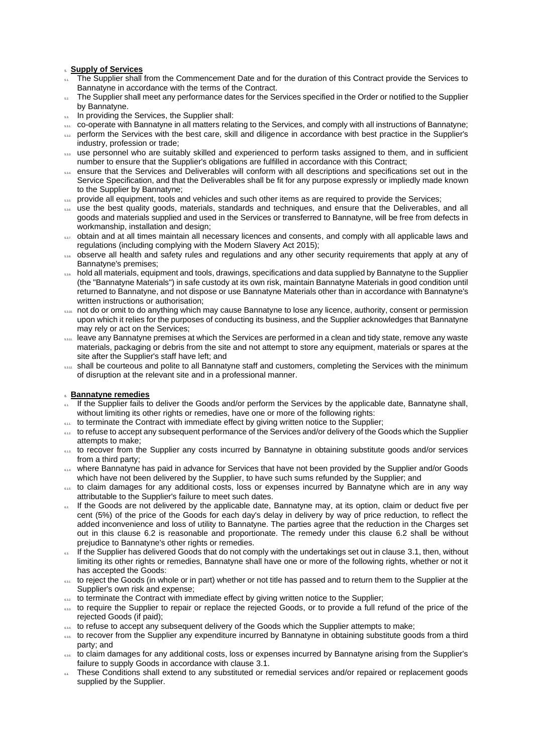## 5. Supply of Services

5.1. The Supplier shall from the Commencement Date and for the duration of this Contract provide the Services to Bannatyne in accordance with the terms of the Contract.

5.2. The Supplier shall meet any performance dates for the Services specified in the Order or notified to the Supplier by Bannatyne.

5.3. In providing the Services, the Supplier shall:

5.3.1. co-operate with Bannatyne in all matters relating to the Services, and comply with all instructions of Bannatyne;

5.3.2. perform the Services with the best care, skill and diligence in accordance with best practice in the Supplier's industry, profession or trade;

5.3.3. use personnel who are suitably skilled and experienced to perform tasks assigned to them, and in sufficient number to ensure that the Supplier's obligations are fulfilled in accordance with this Contract;

5.3.4. ensure that the Services and Deliverables will conform with all descriptions and specifications set out in the Service Specification, and that the Deliverables shall be fit for any purpose expressly or impliedly made known to the Supplier by Bannatyne;

5.3.5. provide all equipment, tools and vehicles and such other items as are required to provide the Services;

5.3.6. use the best quality goods, materials, standards and techniques, and ensure that the Deliverables, and all goods and materials supplied and used in the Services or transferred to Bannatyne, will be free from defects in workmanship, installation and design;

5.3.7. obtain and at all times maintain all necessary licences and consents, and comply with all applicable laws and regulations (including complying with the Modern Slavery Act 2015);

5.3.8. observe all health and safety rules and regulations and any other security requirements that apply at any of Bannatyne's premises;

5.3.9. hold all materials, equipment and tools, drawings, specifications and data supplied by Bannatyne to the Supplier (the "Bannatyne Materials") in safe custody at its own risk, maintain Bannatyne Materials in good condition until returned to Bannatyne, and not dispose or use Bannatyne Materials other than in accordance with Bannatyne's written instructions or authorisation;

5.3.10. not do or omit to do anything which may cause Bannatyne to lose any licence, authority, consent or permission upon which it relies for the purposes of conducting its business, and the Supplier acknowledges that Bannatyne may rely or act on the Services;

5.3.11. leave any Bannatyne premises at which the Services are performed in a clean and tidy state, remove any waste materials, packaging or debris from the site and not attempt to store any equipment, materials or spares at the site after the Supplier's staff have left; and

5.3.12. shall be courteous and polite to all Bannatyne staff and customers, completing the Services with the minimum of disruption at the relevant site and in a professional manner.

## 6. Bannatyne remedies

6.1. If the Supplier fails to deliver the Goods and/or perform the Services by the applicable date, Bannatyne shall, without limiting its other rights or remedies, have one or more of the following rights:

6.1.1. to terminate the Contract with immediate effect by giving written notice to the Supplier;

6.1.2. to refuse to accept any subsequent performance of the Services and/or delivery of the Goods which the Supplier attempts to make;

6.1.3. to recover from the Supplier any costs incurred by Bannatyne in obtaining substitute goods and/or services from a third party;

6.1.4. where Bannatyne has paid in advance for Services that have not been provided by the Supplier and/or Goods which have not been delivered by the Supplier, to have such sums refunded by the Supplier; and

6.1.5. to claim damages for any additional costs, loss or expenses incurred by Bannatyne which are in any way attributable to the Supplier's failure to meet such dates.

6.2. If the Goods are not delivered by the applicable date, Bannatyne may, at its option, claim or deduct five per cent (5%) of the price of the Goods for each day's delay in delivery by way of price reduction, to reflect the added inconvenience and loss of utility to Bannatyne. The parties agree that the reduction in the Charges set out in this clause 6.2 is reasonable and proportionate. The remedy under this clause 6.2 shall be without prejudice to Bannatyne's other rights or remedies.

6.3. If the Supplier has delivered Goods that do not comply with the undertakings set out in clause 3.1, then, without limiting its other rights or remedies, Bannatyne shall have one or more of the following rights, whether or not it has accepted the Goods:

6.3.1. to reject the Goods (in whole or in part) whether or not title has passed and to return them to the Supplier at the Supplier's own risk and expense;

6.3.2. to terminate the Contract with immediate effect by giving written notice to the Supplier;

6.3.3. to require the Supplier to repair or replace the rejected Goods, or to provide a full refund of the price of the rejected Goods (if paid);

6.3.4. to refuse to accept any subsequent delivery of the Goods which the Supplier attempts to make;

6.3.5. to recover from the Supplier any expenditure incurred by Bannatyne in obtaining substitute goods from a third party; and

6.3.6. to claim damages for any additional costs, loss or expenses incurred by Bannatyne arising from the Supplier's failure to supply Goods in accordance with clause 3.1.

6.4. These Conditions shall extend to any substituted or remedial services and/or repaired or replacement goods supplied by the Supplier.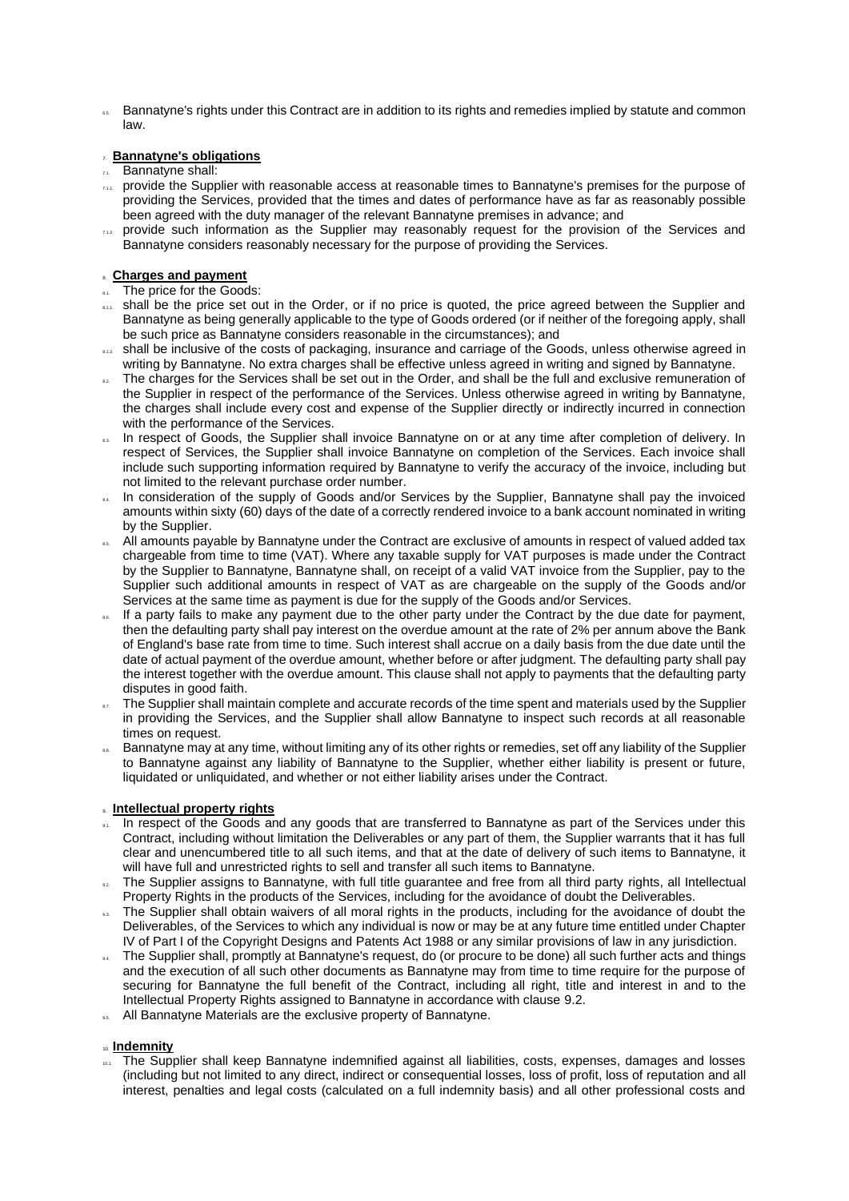6.5. Bannatyne's rights under this Contract are in addition to its rights and remedies implied by statute and common law.

## 7. Bannatyne's obligations

7.1. Bannatyne shall:

7.1.1. provide the Supplier with reasonable access at reasonable times to Bannatyne's premises for the purpose of providing the Services, provided that the times and dates of performance have as far as reasonably possible been agreed with the duty manager of the relevant Bannatyne premises in advance; and

7.1.2. provide such information as the Supplier may reasonably request for the provision of the Services and Bannatyne considers reasonably necessary for the purpose of providing the Services.

## 8. Charges and payment

8.1. The price for the Goods:

8.1.1. shall be the price set out in the Order, or if no price is quoted, the price agreed between the Supplier and Bannatyne as being generally applicable to the type of Goods ordered (or if neither of the foregoing apply, shall be such price as Bannatyne considers reasonable in the circumstances); and

8.1.2. shall be inclusive of the costs of packaging, insurance and carriage of the Goods, unless otherwise agreed in writing by Bannatyne. No extra charges shall be effective unless agreed in writing and signed by Bannatyne.

8.2. The charges for the Services shall be set out in the Order, and shall be the full and exclusive remuneration of the Supplier in respect of the performance of the Services. Unless otherwise agreed in writing by Bannatyne, the charges shall include every cost and expense of the Supplier directly or indirectly incurred in connection with the performance of the Services.

8.3. In respect of Goods, the Supplier shall invoice Bannatyne on or at any time after completion of delivery. In respect of Services, the Supplier shall invoice Bannatyne on completion of the Services. Each invoice shall include such supporting information required by Bannatyne to verify the accuracy of the invoice, including but not limited to the relevant purchase order number.

8.4. In consideration of the supply of Goods and/or Services by the Supplier, Bannatyne shall pay the invoiced amounts within sixty (60) days of the date of a correctly rendered invoice to a bank account nominated in writing by the Supplier.

8.5. All amounts payable by Bannatyne under the Contract are exclusive of amounts in respect of valued added tax chargeable from time to time (VAT). Where any taxable supply for VAT purposes is made under the Contract by the Supplier to Bannatyne, Bannatyne shall, on receipt of a valid VAT invoice from the Supplier, pay to the Supplier such additional amounts in respect of VAT as are chargeable on the supply of the Goods and/or Services at the same time as payment is due for the supply of the Goods and/or Services.

8.6. If a party fails to make any payment due to the other party under the Contract by the due date for payment, then the defaulting party shall pay interest on the overdue amount at the rate of 2% per annum above the Bank of England's base rate from time to time. Such interest shall accrue on a daily basis from the due date until the date of actual payment of the overdue amount, whether before or after judgment. The defaulting party shall pay the interest together with the overdue amount. This clause shall not apply to payments that the defaulting party disputes in good faith.

8.7. The Supplier shall maintain complete and accurate records of the time spent and materials used by the Supplier in providing the Services, and the Supplier shall allow Bannatyne to inspect such records at all reasonable times on request.

8.8. Bannatyne may at any time, without limiting any of its other rights or remedies, set off any liability of the Supplier to Bannatyne against any liability of Bannatyne to the Supplier, whether either liability is present or future, liquidated or unliquidated, and whether or not either liability arises under the Contract.

## 9. Intellectual property rights

9.1. In respect of the Goods and any goods that are transferred to Bannatyne as part of the Services under this Contract, including without limitation the Deliverables or any part of them, the Supplier warrants that it has full clear and unencumbered title to all such items, and that at the date of delivery of such items to Bannatyne, it will have full and unrestricted rights to sell and transfer all such items to Bannatyne.

9.2. The Supplier assigns to Bannatyne, with full title guarantee and free from all third party rights, all Intellectual Property Rights in the products of the Services, including for the avoidance of doubt the Deliverables.

9.3. The Supplier shall obtain waivers of all moral rights in the products, including for the avoidance of doubt the Deliverables, of the Services to which any individual is now or may be at any future time entitled under Chapter IV of Part I of the Copyright Designs and Patents Act 1988 or any similar provisions of law in any jurisdiction.

9.4. The Supplier shall, promptly at Bannatyne's request, do (or procure to be done) all such further acts and things and the execution of all such other documents as Bannatyne may from time to time require for the purpose of securing for Bannatyne the full benefit of the Contract, including all right, title and interest in and to the Intellectual Property Rights assigned to Bannatyne in accordance with clause 9.2.

9.5. All Bannatyne Materials are the exclusive property of Bannatyne.

## 10. Indemnity

10.1. The Supplier shall keep Bannatyne indemnified against all liabilities, costs, expenses, damages and losses (including but not limited to any direct, indirect or consequential losses, loss of profit, loss of reputation and all interest, penalties and legal costs (calculated on a full indemnity basis) and all other professional costs and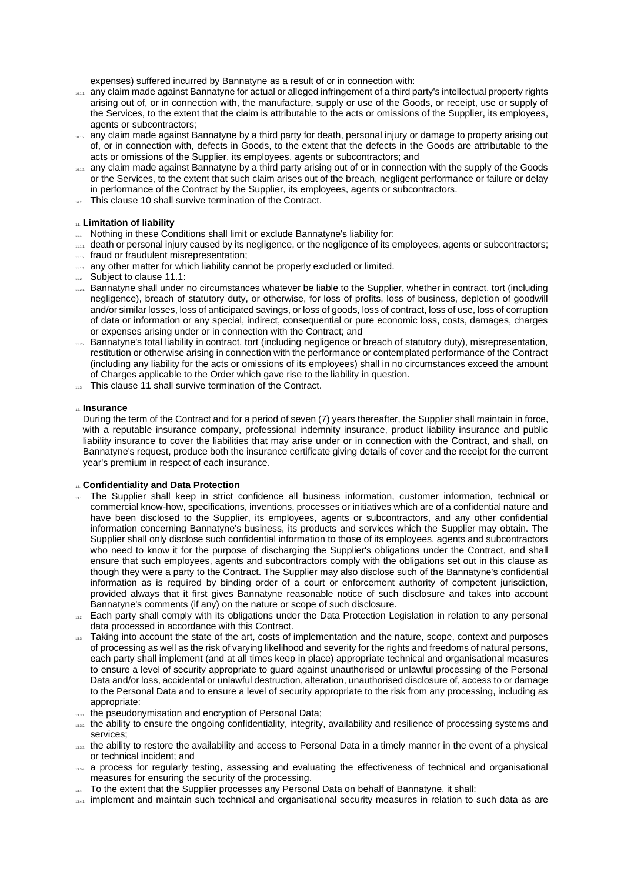expenses) suffered incurred by Bannatyne as a result of or in connection with:

10.1.1. any claim made against Bannatyne for actual or alleged infringement of a third party's intellectual property rights arising out of, or in connection with, the manufacture, supply or use of the Goods, or receipt, use or supply of the Services, to the extent that the claim is attributable to the acts or omissions of the Supplier, its employees, agents or subcontractors;

10.1.2. any claim made against Bannatyne by a third party for death, personal injury or damage to property arising out of, or in connection with, defects in Goods, to the extent that the defects in the Goods are attributable to the acts or omissions of the Supplier, its employees, agents or subcontractors; and

10.1.3. any claim made against Bannatyne by a third party arising out of or in connection with the supply of the Goods or the Services, to the extent that such claim arises out of the breach, negligent performance or failure or delay in performance of the Contract by the Supplier, its employees, agents or subcontractors.

10.2. This clause 10 shall survive termination of the Contract.

11. **Limitation of liability**

11.1. Nothing in these Conditions shall limit or exclude Bannatyne's liability for:

11.1.1. death or personal injury caused by its negligence, or the negligence of its employees, agents or subcontractors;

11.1.2. fraud or fraudulent misrepresentation;

11.1.3. any other matter for which liability cannot be properly excluded or limited.

11.2. Subject to clause 11.1:

11.2.1. Bannatyne shall under no circumstances whatever be liable to the Supplier, whether in contract, tort (including negligence), breach of statutory duty, or otherwise, for loss of profits, loss of business, depletion of goodwill and/or similar losses, loss of anticipated savings, or loss of goods, loss of contract, loss of use, loss of corruption of data or information or any special, indirect, consequential or pure economic loss, costs, damages, charges or expenses arising under or in connection with the Contract; and

11.2.2. Bannatyne's total liability in contract, tort (including negligence or breach of statutory duty), misrepresentation, restitution or otherwise arising in connection with the performance or contemplated performance of the Contract (including any liability for the acts or omissions of its employees) shall in no circumstances exceed the amount of Charges applicable to the Order which gave rise to the liability in question.

11.3. This clause 11 shall survive termination of the Contract.

12. **Insurance**

During the term of the Contract and for a period of seven (7) years thereafter, the Supplier shall maintain in force, with a reputable insurance company, professional indemnity insurance, product liability insurance and public liability insurance to cover the liabilities that may arise under or in connection with the Contract, and shall, on Bannatyne's request, produce both the insurance certificate giving details of cover and the receipt for the current year's premium in respect of each insurance.

13. **Confidentiality and Data Protection**

13.1. The Supplier shall keep in strict confidence all business information, customer information, technical or commercial know-how, specifications, inventions, processes or initiatives which are of a confidential nature and have been disclosed to the Supplier, its employees, agents or subcontractors, and any other confidential information concerning Bannatyne's business, its products and services which the Supplier may obtain. The Supplier shall only disclose such confidential information to those of its employees, agents and subcontractors who need to know it for the purpose of discharging the Supplier's obligations under the Contract, and shall ensure that such employees, agents and subcontractors comply with the obligations set out in this clause as though they were a party to the Contract. The Supplier may also disclose such of the Bannatyne's confidential information as is required by binding order of a court or enforcement authority of competent jurisdiction, provided always that it first gives Bannatyne reasonable notice of such disclosure and takes into account Bannatyne's comments (if any) on the nature or scope of such disclosure.

13.2. Each party shall comply with its obligations under the Data Protection Legislation in relation to any personal data processed in accordance with this Contract.

13.3. Taking into account the state of the art, costs of implementation and the nature, scope, context and purposes of processing as well as the risk of varying likelihood and severity for the rights and freedoms of natural persons, each party shall implement (and at all times keep in place) appropriate technical and organisational measures to ensure a level of security appropriate to guard against unauthorised or unlawful processing of the Personal Data and/or loss, accidental or unlawful destruction, alteration, unauthorised disclosure of, access to or damage to the Personal Data and to ensure a level of security appropriate to the risk from any processing, including as appropriate:

13.3.1. the pseudonymisation and encryption of Personal Data;

13.3.2. the ability to ensure the ongoing confidentiality, integrity, availability and resilience of processing systems and services;

13.3.3. the ability to restore the availability and access to Personal Data in a timely manner in the event of a physical or technical incident; and

13.3.4. a process for regularly testing, assessing and evaluating the effectiveness of technical and organisational measures for ensuring the security of the processing.

13.4. To the extent that the Supplier processes any Personal Data on behalf of Bannatyne, it shall:

13.4.1. implement and maintain such technical and organisational security measures in relation to such data as are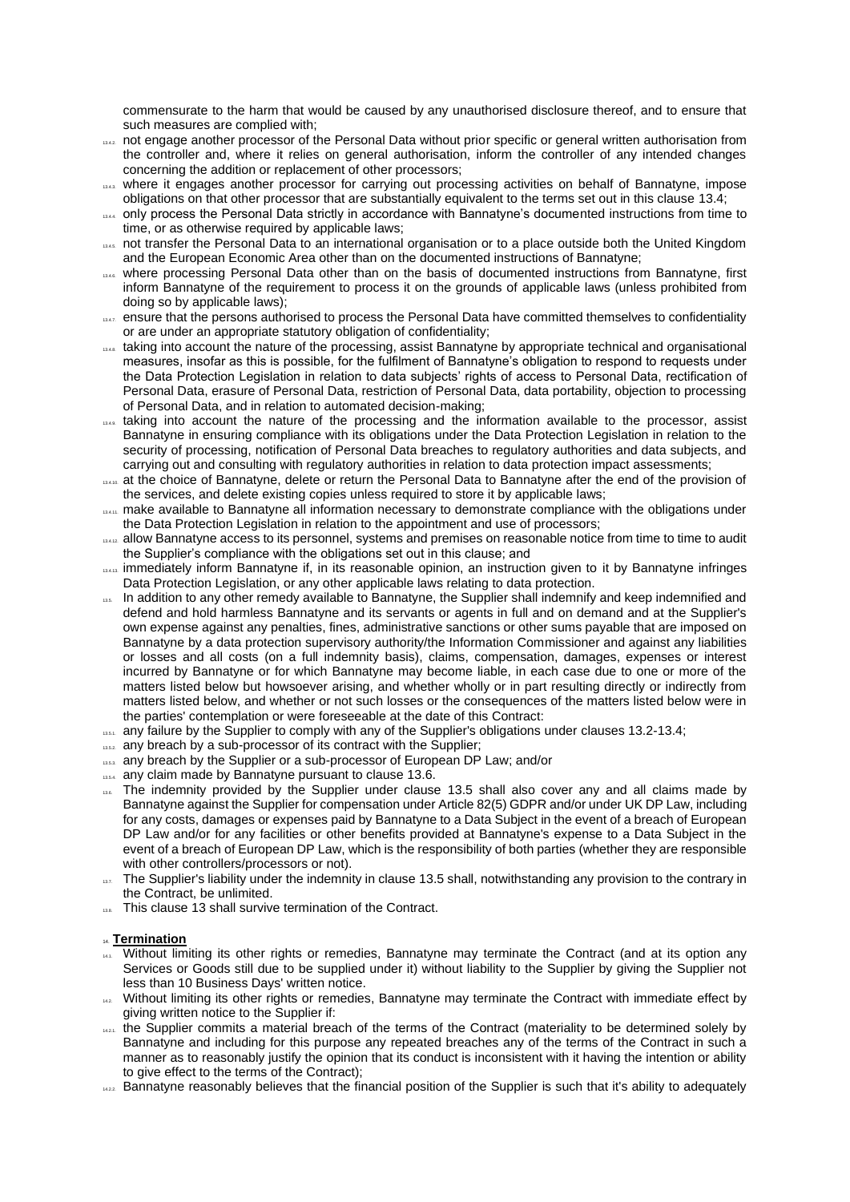commensurate to the harm that would be caused by any unauthorised disclosure thereof, and to ensure that such measures are complied with;

13.4.2. not engage another processor of the Personal Data without prior specific or general written authorisation from the controller and, where it relies on general authorisation, inform the controller of any intended changes concerning the addition or replacement of other processors;

13.4.3. where it engages another processor for carrying out processing activities on behalf of Bannatyne, impose obligations on that other processor that are substantially equivalent to the terms set out in this clause 13.4;

13.4.4. only process the Personal Data strictly in accordance with Bannatyne's documented instructions from time to time, or as otherwise required by applicable laws;

13.4.5. not transfer the Personal Data to an international organisation or to a place outside both the United Kingdom and the European Economic Area other than on the documented instructions of Bannatyne;

13.4.6. where processing Personal Data other than on the basis of documented instructions from Bannatyne, first inform Bannatyne of the requirement to process it on the grounds of applicable laws (unless prohibited from doing so by applicable laws);

13.4.7. ensure that the persons authorised to process the Personal Data have committed themselves to confidentiality or are under an appropriate statutory obligation of confidentiality;

13.4.8. taking into account the nature of the processing, assist Bannatyne by appropriate technical and organisational measures, insofar as this is possible, for the fulfilment of Bannatyne's obligation to respond to requests under the Data Protection Legislation in relation to data subjects' rights of access to Personal Data, rectification of Personal Data, erasure of Personal Data, restriction of Personal Data, data portability, objection to processing of Personal Data, and in relation to automated decision-making;

13.4.9. taking into account the nature of the processing and the information available to the processor, assist Bannatyne in ensuring compliance with its obligations under the Data Protection Legislation in relation to the security of processing, notification of Personal Data breaches to regulatory authorities and data subjects, and carrying out and consulting with regulatory authorities in relation to data protection impact assessments;

13.4.10. at the choice of Bannatyne, delete or return the Personal Data to Bannatyne after the end of the provision of the services, and delete existing copies unless required to store it by applicable laws;

13.4.11. make available to Bannatyne all information necessary to demonstrate compliance with the obligations under the Data Protection Legislation in relation to the appointment and use of processors;

13.4.12. allow Bannatyne access to its personnel, systems and premises on reasonable notice from time to time to audit the Supplier's compliance with the obligations set out in this clause; and

13.4.13. immediately inform Bannatyne if, in its reasonable opinion, an instruction given to it by Bannatyne infringes Data Protection Legislation, or any other applicable laws relating to data protection.

13.5. In addition to any other remedy available to Bannatyne, the Supplier shall indemnify and keep indemnified and defend and hold harmless Bannatyne and its servants or agents in full and on demand and at the Supplier's own expense against any penalties, fines, administrative sanctions or other sums payable that are imposed on Bannatyne by a data protection supervisory authority/the Information Commissioner and against any liabilities or losses and all costs (on a full indemnity basis), claims, compensation, damages, expenses or interest incurred by Bannatyne or for which Bannatyne may become liable, in each case due to one or more of the matters listed below but howsoever arising, and whether wholly or in part resulting directly or indirectly from matters listed below, and whether or not such losses or the consequences of the matters listed below were in the parties' contemplation or were foreseeable at the date of this Contract:

13.5.1. any failure by the Supplier to comply with any of the Supplier's obligations under clauses 13.2-13.4;

13.5.2. any breach by a sub-processor of its contract with the Supplier;

13.5.3. any breach by the Supplier or a sub-processor of European DP Law; and/or

13.5.4. any claim made by Bannatyne pursuant to clause 13.6.

13.6. The indemnity provided by the Supplier under clause 13.5 shall also cover any and all claims made by Bannatyne against the Supplier for compensation under Article 82(5) GDPR and/or under UK DP Law, including for any costs, damages or expenses paid by Bannatyne to a Data Subject in the event of a breach of European DP Law and/or for any facilities or other benefits provided at Bannatyne's expense to a Data Subject in the event of a breach of European DP Law, which is the responsibility of both parties (whether they are responsible with other controllers/processors or not).

13.7. The Supplier's liability under the indemnity in clause 13.5 shall, notwithstanding any provision to the contrary in the Contract, be unlimited.

13.8. This clause 13 shall survive termination of the Contract.

## 14. Termination

14.1. Without limiting its other rights or remedies, Bannatyne may terminate the Contract (and at its option any Services or Goods still due to be supplied under it) without liability to the Supplier by giving the Supplier not less than 10 Business Days' written notice.

14.2. Without limiting its other rights or remedies, Bannatyne may terminate the Contract with immediate effect by giving written notice to the Supplier if:

14.2.1. the Supplier commits a material breach of the terms of the Contract (materiality to be determined solely by Bannatyne and including for this purpose any repeated breaches any of the terms of the Contract in such a manner as to reasonably justify the opinion that its conduct is inconsistent with it having the intention or ability to give effect to the terms of the Contract);

14.2.2. Bannatyne reasonably believes that the financial position of the Supplier is such that it's ability to adequately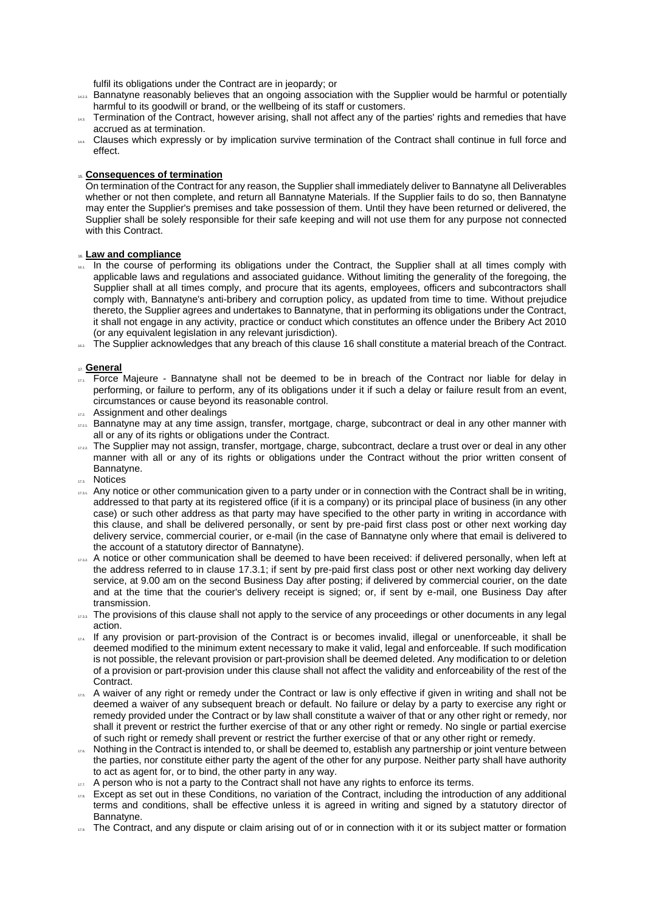fulfil its obligations under the Contract are in jeopardy; or

14.2.3. Bannatyne reasonably believes that an ongoing association with the Supplier would be harmful or potentially harmful to its goodwill or brand, or the wellbeing of its staff or customers.

14.3. Termination of the Contract, however arising, shall not affect any of the parties' rights and remedies that have accrued as at termination.

14.4. Clauses which expressly or by implication survive termination of the Contract shall continue in full force and effect.

15. **Consequences of termination**

On termination of the Contract for any reason, the Supplier shall immediately deliver to Bannatyne all Deliverables whether or not then complete, and return all Bannatyne Materials. If the Supplier fails to do so, then Bannatyne may enter the Supplier's premises and take possession of them. Until they have been returned or delivered, the Supplier shall be solely responsible for their safe keeping and will not use them for any purpose not connected with this Contract.

16. **Law and compliance**

16.1. In the course of performing its obligations under the Contract, the Supplier shall at all times comply with applicable laws and regulations and associated guidance. Without limiting the generality of the foregoing, the Supplier shall at all times comply, and procure that its agents, employees, officers and subcontractors shall comply with, Bannatyne's anti-bribery and corruption policy, as updated from time to time. Without prejudice thereto, the Supplier agrees and undertakes to Bannatyne, that in performing its obligations under the Contract, it shall not engage in any activity, practice or conduct which constitutes an offence under the Bribery Act 2010 (or any equivalent legislation in any relevant jurisdiction).

16.2. The Supplier acknowledges that any breach of this clause 16 shall constitute a material breach of the Contract.

17. **General**

17.1. Force Majeure - Bannatyne shall not be deemed to be in breach of the Contract nor liable for delay in performing, or failure to perform, any of its obligations under it if such a delay or failure result from an event, circumstances or cause beyond its reasonable control.

17.2. Assignment and other dealings

17.2.1. Bannatyne may at any time assign, transfer, mortgage, charge, subcontract or deal in any other manner with all or any of its rights or obligations under the Contract.

17.2.2. The Supplier may not assign, transfer, mortgage, charge, subcontract, declare a trust over or deal in any other manner with all or any of its rights or obligations under the Contract without the prior written consent of Bannatyne.

17.3. Notices

17.3.1. Any notice or other communication given to a party under or in connection with the Contract shall be in writing, addressed to that party at its registered office (if it is a company) or its principal place of business (in any other case) or such other address as that party may have specified to the other party in writing in accordance with this clause, and shall be delivered personally, or sent by pre-paid first class post or other next working day delivery service, commercial courier, or e-mail (in the case of Bannatyne only where that email is delivered to the account of a statutory director of Bannatyne).

17.3.2. A notice or other communication shall be deemed to have been received: if delivered personally, when left at the address referred to in clause 17.3.1; if sent by pre-paid first class post or other next working day delivery service, at 9.00 am on the second Business Day after posting; if delivered by commercial courier, on the date and at the time that the courier's delivery receipt is signed; or, if sent by e-mail, one Business Day after transmission.

17.3.3. The provisions of this clause shall not apply to the service of any proceedings or other documents in any legal action.

17.4. If any provision or part-provision of the Contract is or becomes invalid, illegal or unenforceable, it shall be deemed modified to the minimum extent necessary to make it valid, legal and enforceable. If such modification is not possible, the relevant provision or part-provision shall be deemed deleted. Any modification to or deletion of a provision or part-provision under this clause shall not affect the validity and enforceability of the rest of the Contract.

17.5. A waiver of any right or remedy under the Contract or law is only effective if given in writing and shall not be deemed a waiver of any subsequent breach or default. No failure or delay by a party to exercise any right or remedy provided under the Contract or by law shall constitute a waiver of that or any other right or remedy, nor shall it prevent or restrict the further exercise of that or any other right or remedy. No single or partial exercise of such right or remedy shall prevent or restrict the further exercise of that or any other right or remedy.

17.6. Nothing in the Contract is intended to, or shall be deemed to, establish any partnership or joint venture between the parties, nor constitute either party the agent of the other for any purpose. Neither party shall have authority to act as agent for, or to bind, the other party in any way.

17.7. A person who is not a party to the Contract shall not have any rights to enforce its terms.

17.8. Except as set out in these Conditions, no variation of the Contract, including the introduction of any additional terms and conditions, shall be effective unless it is agreed in writing and signed by a statutory director of Bannatyne.

17.9. The Contract, and any dispute or claim arising out of or in connection with it or its subject matter or formation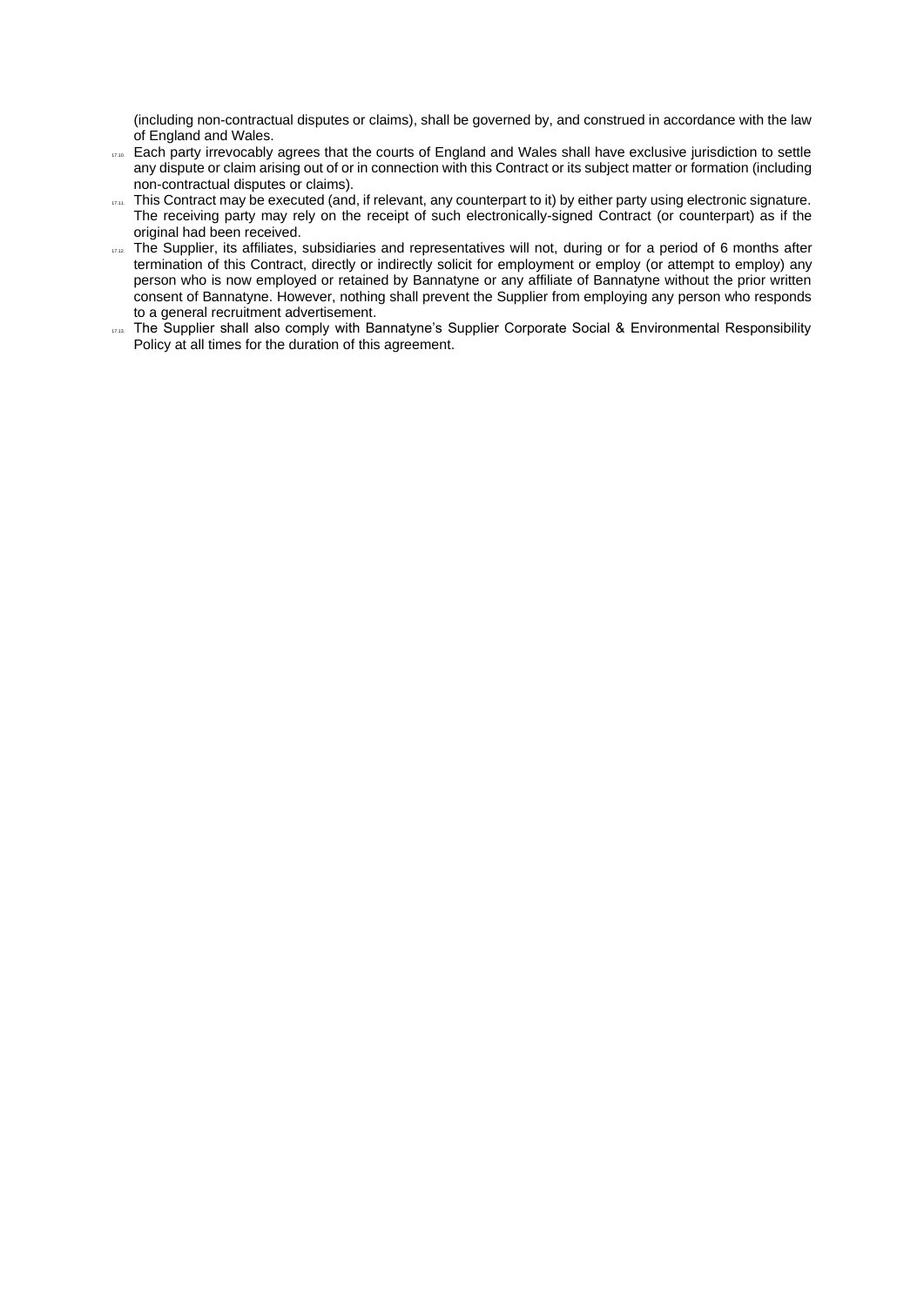(including non-contractual disputes or claims), shall be governed by, and construed in accordance with the law of England and Wales.

17.10. Each party irrevocably agrees that the courts of England and Wales shall have exclusive jurisdiction to settle any dispute or claim arising out of or in connection with this Contract or its subject matter or formation (including non-contractual disputes or claims).

17.11. This Contract may be executed (and, if relevant, any counterpart to it) by either party using electronic signature. The receiving party may rely on the receipt of such electronically-signed Contract (or counterpart) as if the original had been received.

17.12. The Supplier, its affiliates, subsidiaries and representatives will not, during or for a period of 6 months after termination of this Contract, directly or indirectly solicit for employment or employ (or attempt to employ) any person who is now employed or retained by Bannatyne or any affiliate of Bannatyne without the prior written consent of Bannatyne. However, nothing shall prevent the Supplier from employing any person who responds to a general recruitment advertisement.

17.13. The Supplier shall also comply with Bannatyne's Supplier Corporate Social & Environmental Responsibility Policy at all times for the duration of this agreement.